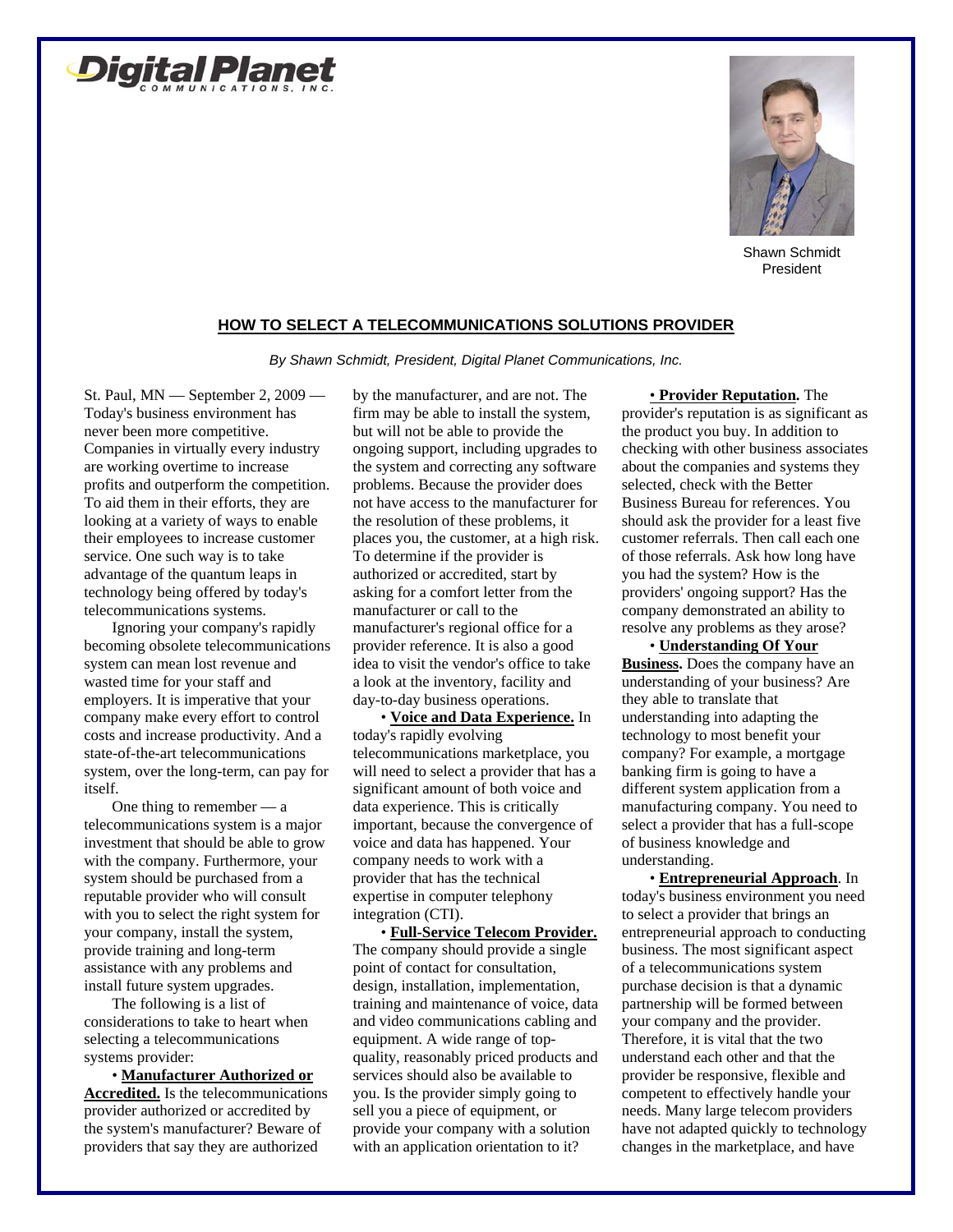Digital Planet
COMMUNICATIONS, INC.

Shawn Schmidt
President

## HOW TO SELECT A TELECOMMUNICATIONS SOLUTIONS PROVIDER

*By Shawn Schmidt, President, Digital Planet Communications, Inc.*

St. Paul, MN — September 2, 2009 — Today's business environment has never been more competitive. Companies in virtually every industry are working overtime to increase profits and outperform the competition. To aid them in their efforts, they are looking at a variety of ways to enable their employees to increase customer service. One such way is to take advantage of the quantum leaps in technology being offered by today's telecommunications systems.

Ignoring your company's rapidly becoming obsolete telecommunications system can mean lost revenue and wasted time for your staff and employers. It is imperative that your company make every effort to control costs and increase productivity. And a state-of-the-art telecommunications system, over the long-term, can pay for itself.

One thing to remember — a telecommunications system is a major investment that should be able to grow with the company. Furthermore, your system should be purchased from a reputable provider who will consult with you to select the right system for your company, install the system, provide training and long-term assistance with any problems and install future system upgrades.

The following is a list of considerations to take to heart when selecting a telecommunications systems provider:

• **Manufacturer Authorized or Accredited.** Is the telecommunications provider authorized or accredited by the system's manufacturer? Beware of providers that say they are authorized by the manufacturer, and are not. The firm may be able to install the system, but will not be able to provide the ongoing support, including upgrades to the system and correcting any software problems. Because the provider does not have access to the manufacturer for the resolution of these problems, it places you, the customer, at a high risk. To determine if the provider is authorized or accredited, start by asking for a comfort letter from the manufacturer or call to the manufacturer's regional office for a provider reference. It is also a good idea to visit the vendor's office to take a look at the inventory, facility and day-to-day business operations.

• **Voice and Data Experience.** In today's rapidly evolving telecommunications marketplace, you will need to select a provider that has a significant amount of both voice and data experience. This is critically important, because the convergence of voice and data has happened. Your company needs to work with a provider that has the technical expertise in computer telephony integration (CTI).

• **Full-Service Telecom Provider.** The company should provide a single point of contact for consultation, design, installation, implementation, training and maintenance of voice, data and video communications cabling and equipment. A wide range of top-quality, reasonably priced products and services should also be available to you. Is the provider simply going to sell you a piece of equipment, or provide your company with a solution with an application orientation to it?

• **Provider Reputation.** The provider's reputation is as significant as the product you buy. In addition to checking with other business associates about the companies and systems they selected, check with the Better Business Bureau for references. You should ask the provider for a least five customer referrals. Then call each one of those referrals. Ask how long have you had the system? How is the providers' ongoing support? Has the company demonstrated an ability to resolve any problems as they arose?

• **Understanding Of Your Business.** Does the company have an understanding of your business? Are they able to translate that understanding into adapting the technology to most benefit your company? For example, a mortgage banking firm is going to have a different system application from a manufacturing company. You need to select a provider that has a full-scope of business knowledge and understanding.

• **Entrepreneurial Approach**. In today's business environment you need to select a provider that brings an entrepreneurial approach to conducting business. The most significant aspect of a telecommunications system purchase decision is that a dynamic partnership will be formed between your company and the provider. Therefore, it is vital that the two understand each other and that the provider be responsive, flexible and competent to effectively handle your needs. Many large telecom providers have not adapted quickly to technology changes in the marketplace, and have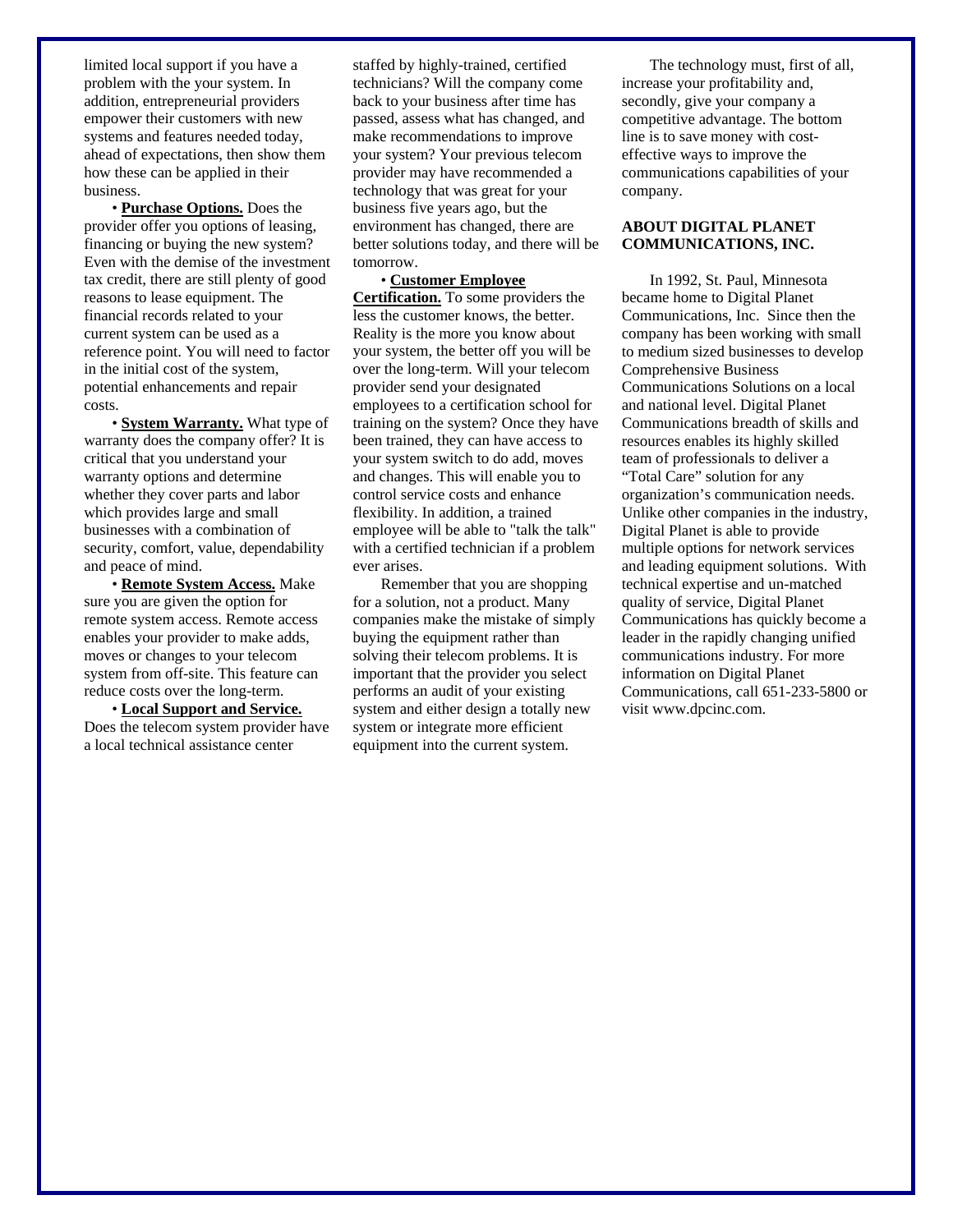limited local support if you have a problem with the your system. In addition, entrepreneurial providers empower their customers with new systems and features needed today, ahead of expectations, then show them how these can be applied in their business.

• **Purchase Options.** Does the provider offer you options of leasing, financing or buying the new system? Even with the demise of the investment tax credit, there are still plenty of good reasons to lease equipment. The financial records related to your current system can be used as a reference point. You will need to factor in the initial cost of the system, potential enhancements and repair costs.

• **System Warranty.** What type of warranty does the company offer? It is critical that you understand your warranty options and determine whether they cover parts and labor which provides large and small businesses with a combination of security, comfort, value, dependability and peace of mind.

• **Remote System Access.** Make sure you are given the option for remote system access. Remote access enables your provider to make adds, moves or changes to your telecom system from off-site. This feature can reduce costs over the long-term.

• **Local Support and Service.** Does the telecom system provider have a local technical assistance center staffed by highly-trained, certified technicians? Will the company come back to your business after time has passed, assess what has changed, and make recommendations to improve your system? Your previous telecom provider may have recommended a technology that was great for your business five years ago, but the environment has changed, there are better solutions today, and there will be tomorrow.

• **Customer Employee Certification.** To some providers the less the customer knows, the better. Reality is the more you know about your system, the better off you will be over the long-term. Will your telecom provider send your designated employees to a certification school for training on the system? Once they have been trained, they can have access to your system switch to do add, moves and changes. This will enable you to control service costs and enhance flexibility. In addition, a trained employee will be able to "talk the talk" with a certified technician if a problem ever arises.

Remember that you are shopping for a solution, not a product. Many companies make the mistake of simply buying the equipment rather than solving their telecom problems. It is important that the provider you select performs an audit of your existing system and either design a totally new system or integrate more efficient equipment into the current system.

The technology must, first of all, increase your profitability and, secondly, give your company a competitive advantage. The bottom line is to save money with cost-effective ways to improve the communications capabilities of your company.

**ABOUT DIGITAL PLANET COMMUNICATIONS, INC.**

In 1992, St. Paul, Minnesota became home to Digital Planet Communications, Inc. Since then the company has been working with small to medium sized businesses to develop Comprehensive Business Communications Solutions on a local and national level. Digital Planet Communications breadth of skills and resources enables its highly skilled team of professionals to deliver a "Total Care" solution for any organization's communication needs. Unlike other companies in the industry, Digital Planet is able to provide multiple options for network services and leading equipment solutions. With technical expertise and un-matched quality of service, Digital Planet Communications has quickly become a leader in the rapidly changing unified communications industry. For more information on Digital Planet Communications, call 651-233-5800 or visit www.dpcinc.com.